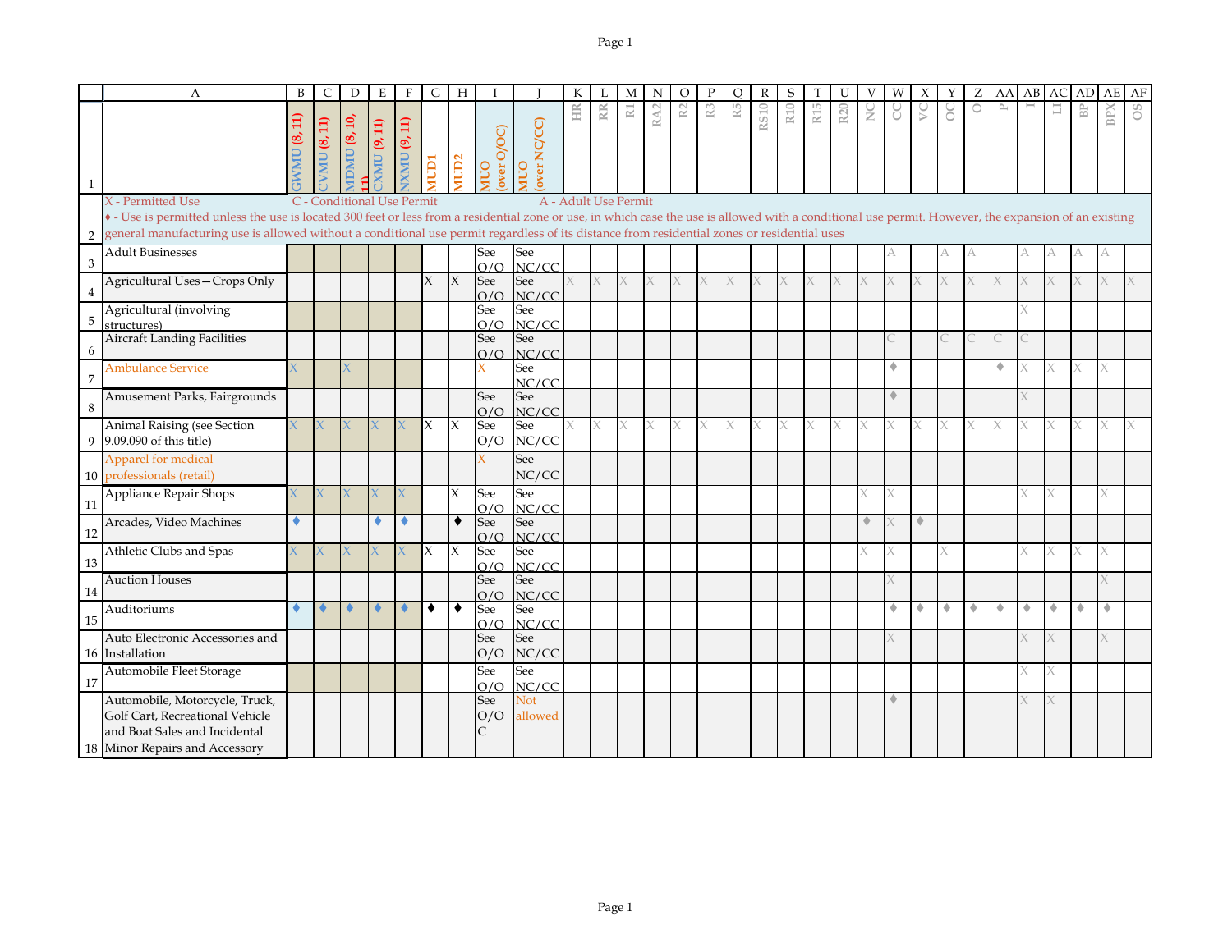| | A | B | C | D | E | F | G | H | I | J | K | L | M | N | O | P | Q | R | S | T | U | V | W | X | Y | Z | AA | AB | AC | AD | AE | AF |
|---|---|---|---|---|---|---|---|---|---|---|---|---|---|---|---|---|---|---|---|---|---|---|---|---|---|---|---|---|---|---|---|---|
| 1 | | GWMU (8, 11) | CVMU (8, 11) | MDMU (8, 10, 11) | CXMU (9, 11) | NXMU (9, 11) | MUD1 | MUD2 | MUO (over O/OC) | MUO (over NC/CC) | HR | RR | R1 | RA2 | R2 | R3 | R5 | RS10 | R10 | R15 | R20 | NC | CC | VC | OC | O | P | I | LI | BP | BPX | OS |
| 2 | X - Permitted Use C - Conditional Use Permit A - Adult Use Permit ♦ - Use is permitted unless the use is located 300 feet or less from a residential zone or use, in which case the use is allowed with a conditional use permit. However, the expansion of an existing general manufacturing use is allowed without a conditional use permit regardless of its distance from residential zones or residential uses | | | | | | | | | | | | | | | | | | | | | | | | | | | | | | | |
| 3 | Adult Businesses | | | | | | | | See O/O | See NC/CC | | | | | | | | | | | | | A | | A | A | | A | A | A | A | |
| 4 | Agricultural Uses—Crops Only | | | | | | X | X | See O/O | See NC/CC | X | X | X | X | X | X | X | X | X | X | X | X | X | X | X | X | X | X | X | X | X | X |
| 5 | Agricultural (involving structures) | | | | | | | | See O/O | See NC/CC | | | | | | | | | | | | | | | | | | X | | | | |
| 6 | Aircraft Landing Facilities | | | | | | | | See O/O | See NC/CC | | | | | | | | | | | | | C | | C | C | C | C | | | | |
| 7 | Ambulance Service | X | | X | | | | | X | See NC/CC | | | | | | | | | | | | | ♦ | | | | ♦ | X | X | X | X | |
| 8 | Amusement Parks, Fairgrounds | | | | | | | | See O/O | See NC/CC | | | | | | | | | | | | | ♦ | | | | | X | | | | |
| 9 | Animal Raising (see Section 9.09.090 of this title) | X | X | X | X | X | X | X | See O/O | See NC/CC | X | X | X | X | X | X | X | X | X | X | X | X | X | X | X | X | X | X | X | X | X | X |
| 10 | Apparel for medical professionals (retail) | | | | | | | | X | See NC/CC | | | | | | | | | | | | | | | | | | | | | | |
| 11 | Appliance Repair Shops | X | X | X | X | X | | X | See O/O | See NC/CC | | | | | | | | | | | | X | X | | | | | X | X | | X | |
| 12 | Arcades, Video Machines | ♦ | | | ♦ | ♦ | | ♦ | See O/O | See NC/CC | | | | | | | | | | | | ♦ | X | ♦ | | | | | | | | |
| 13 | Athletic Clubs and Spas | X | X | X | X | X | X | X | See O/O | See NC/CC | | | | | | | | | | | | X | X | | X | | | X | X | X | X | |
| 14 | Auction Houses | | | | | | | | See O/O | See NC/CC | | | | | | | | | | | | | X | | | | | | | | X | |
| 15 | Auditoriums | ♦ | ♦ | ♦ | ♦ | ♦ | ♦ | ♦ | See O/O | See NC/CC | | | | | | | | | | | | | ♦ | ♦ | ♦ | ♦ | ♦ | ♦ | ♦ | ♦ | ♦ | |
| 16 | Auto Electronic Accessories and Installation | | | | | | | | See O/O | See NC/CC | | | | | | | | | | | | | X | | | | | X | X | | X | |
| 17 | Automobile Fleet Storage | | | | | | | | See O/O | See NC/CC | | | | | | | | | | | | | | | | | | X | X | | | |
| 18 | Automobile, Motorcycle, Truck, Golf Cart, Recreational Vehicle and Boat Sales and Incidental Minor Repairs and Accessory | | | | | | | | See O/O C | Not allowed | | | | | | | | | | | | | ♦ | | | | | X | X | | | |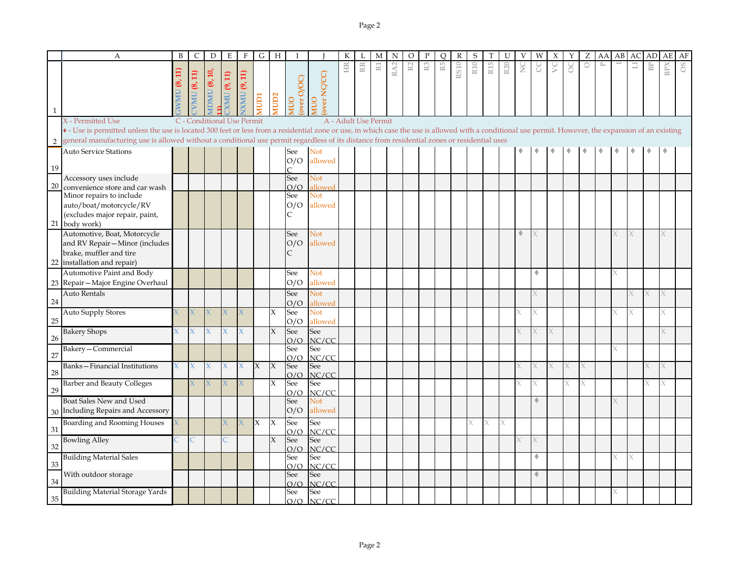| | A | B | C | D | E | F | G | H | I | J | K | L | M | N | O | P | Q | R | S | T | U | V | W | X | Y | Z | AA | AB | AC | AD | AE | AF |
|---|---|---|---|---|---|---|---|---|---|---|---|---|---|---|---|---|---|---|---|---|---|---|---|---|---|---|---|---|---|---|---|---|
| 1 | | GWMU (8, 11) | CVMU (8, 11) | MDMU (8, 10, 11) | CXMU (9, 11) | NXMU (9, 11) | MUD1 | MUD2 | MUO (over O/OC) | MUO (over NC/CC) | HR | RR | R1 | RA2 | R2 | R3 | R5 | RS10 | R10 | R15 | R20 | NC | CC | VC | OC | O | P | I | LI | BP | BPX | OS |
| 2 | X - Permitted Use; C - Conditional Use Permit; A - Adult Use Permit; ♦ - Use is permitted unless the use is located 300 feet or less from a residential zone or use, in which case the use is allowed with a conditional use permit. However, the expansion of an existing general manufacturing use is allowed without a conditional use permit regardless of its distance from residential zones or residential uses | | | | | | | | | | | | | | | | | | | | | | | | | | | | | | | |
| 19 | Auto Service Stations | | | | | | | | See O/O C | Not allowed | | | | | | | | | | | | ♦ | ♦ | ♦ | ♦ | ♦ | ♦ | ♦ | ♦ | ♦ | ♦ | |
| 20 | Accessory uses include convenience store and car wash | | | | | | | | See O/O | Not allowed | | | | | | | | | | | | | | | | | | | | | | |
| 21 | Minor repairs to include auto/boat/motorcycle/RV (excludes major repair, paint, body work) | | | | | | | | See O/O C | Not allowed | | | | | | | | | | | | | | | | | | | | | | |
| 22 | Automotive, Boat, Motorcycle and RV Repair—Minor (includes brake, muffler and tire installation and repair) | | | | | | | | See O/O C | Not allowed | | | | | | | | | | | | ♦ | X | | | | | X | X | | X | |
| 23 | Automotive Paint and Body Repair—Major Engine Overhaul | | | | | | | | See O/O | Not allowed | | | | | | | | | | | | | ♦ | | | | | X | | | | |
| 24 | Auto Rentals | | | | | | | | See O/O | Not allowed | | | | | | | | | | | | | X | | | | | | X | X | X | |
| 25 | Auto Supply Stores | X | X | X | X | X | | X | See O/O | Not allowed | | | | | | | | | | | | X | X | | | | | X | X | | X | |
| 26 | Bakery Shops | X | X | X | X | X | | X | See O/O | See NC/CC | | | | | | | | | | | | X | X | X | | | | | | | X | |
| 27 | Bakery—Commercial | | | | | | | | See O/O | See NC/CC | | | | | | | | | | | | | | | | | | X | | | | |
| 28 | Banks—Financial Institutions | X | X | X | X | X | X | X | See O/O | See NC/CC | | | | | | | | | | | | X | X | X | X | X | | | | X | X | |
| 29 | Barber and Beauty Colleges | | X | X | X | X | | X | See O/O | See NC/CC | | | | | | | | | | | | X | X | | X | X | | | | X | X | |
| 30 | Boat Sales New and Used Including Repairs and Accessory | | | | | | | | See O/O | Not allowed | | | | | | | | | | | | | ♦ | | | | | X | | | | |
| 31 | Boarding and Rooming Houses | X | | | X | X | X | X | See O/O | See NC/CC | | | | | | | | | X | X | X | | | | | | | | | | | |
| 32 | Bowling Alley | C | C | | C | | | X | See O/O | See NC/CC | | | | | | | | | | | | X | X | | | | | | | | | |
| 33 | Building Material Sales | | | | | | | | See O/O | See NC/CC | | | | | | | | | | | | | ♦ | | | | | X | X | | | |
| 34 | With outdoor storage | | | | | | | | See O/O | See NC/CC | | | | | | | | | | | | | ♦ | | | | | | | | | |
| 35 | Building Material Storage Yards | | | | | | | | See O/O | See NC/CC | | | | | | | | | | | | | | | | | | X | | | | |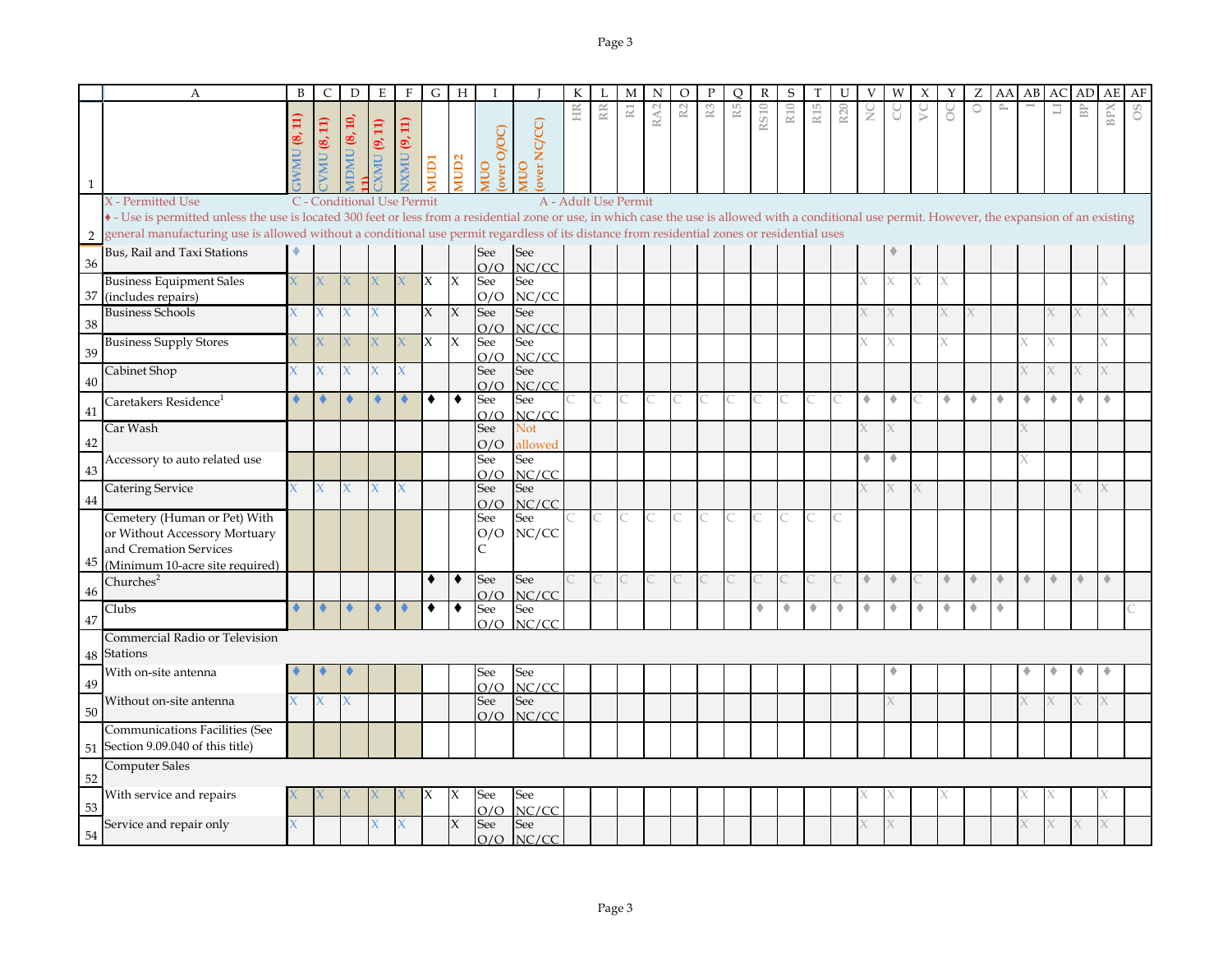| | A | B | C | D | E | F | G | H | I | J | K | L | M | N | O | P | Q | R | S | T | U | V | W | X | Y | Z | AA | AB | AC | AD | AE | AF |
|---|---|---|---|---|---|---|---|---|---|---|---|---|---|---|---|---|---|---|---|---|---|---|---|---|---|---|---|---|---|---|---|---|
| 1 | | GWMU (8, 11) | CVMU (8, 11) | MDMU (8, 10, 11) | CXMU (9, 11) | NXMU (9, 11) | MUD1 | MUD2 | MUO (over O/OC) | MUO (over NC/CC) | HR | RR | R1 | RA2 | R2 | R3 | R5 | RS10 | R10 | R15 | R20 | NC | CC | VC | OC | O | P | I | LI | BP | BPX | OS |
| 2 | X - Permitted Use C - Conditional Use Permit A - Adult Use Permit<br>♦ - Use is permitted unless the use is located 300 feet or less from a residential zone or use, in which case the use is allowed with a conditional use permit. However, the expansion of an existing general manufacturing use is allowed without a conditional use permit regardless of its distance from residential zones or residential uses | | | | | | | | | | | | | | | | | | | | | | | | | | | | | | | |
| 36 | Bus, Rail and Taxi Stations | ♦ | | | | | | | See O/O | See NC/CC | | | | | | | | | | | | | ♦ | | | | | | | | | |
| 37 | Business Equipment Sales (includes repairs) | X | X | X | X | X | X | X | See O/O | See NC/CC | | | | | | | | | | | | X | X | X | X | | | | | | X | |
| 38 | Business Schools | X | X | X | X | | X | X | See O/O | See NC/CC | | | | | | | | | | | | X | X | | X | X | | | X | X | X | X |
| 39 | Business Supply Stores | X | X | X | X | X | X | X | See O/O | See NC/CC | | | | | | | | | | | | X | X | | X | | | X | X | | X | |
| 40 | Cabinet Shop | X | X | X | X | X | | | See O/O | See NC/CC | | | | | | | | | | | | | | | | | | X | X | X | X | |
| 41 | Caretakers Residence[1] | ♦ | ♦ | ♦ | ♦ | ♦ | ♦ | ♦ | See O/O | See NC/CC | C | C | C | C | C | C | C | C | C | C | C | ♦ | ♦ | C | ♦ | ♦ | ♦ | ♦ | ♦ | ♦ | ♦ | |
| 42 | Car Wash | | | | | | | | See O/O | Not allowed | | | | | | | | | | | | X | X | | | | | X | | | | |
| 43 | Accessory to auto related use | | | | | | | | See O/O | See NC/CC | | | | | | | | | | | | ♦ | ♦ | | | | | X | | | | |
| 44 | Catering Service | X | X | X | X | X | | | See O/O | See NC/CC | | | | | | | | | | | | X | X | X | | | | | | X | X | |
| 45 | Cemetery (Human or Pet) With or Without Accessory Mortuary and Cremation Services (Minimum 10-acre site required) | | | | | | | | See O/O C | See NC/CC | C | C | C | C | C | C | C | C | C | C | C | | | | | | | | | | | |
| 46 | Churches[2] | | | | | | ♦ | ♦ | See O/O | See NC/CC | C | C | C | C | C | C | C | C | C | C | C | ♦ | ♦ | C | ♦ | ♦ | ♦ | ♦ | ♦ | ♦ | ♦ | |
| 47 | Clubs | ♦ | ♦ | ♦ | ♦ | ♦ | ♦ | ♦ | See O/O | See NC/CC | | | | | | | | ♦ | ♦ | ♦ | ♦ | ♦ | ♦ | ♦ | ♦ | ♦ | ♦ | | | | | C |
| 48 | Commercial Radio or Television Stations | | | | | | | | | | | | | | | | | | | | | | | | | | | | | | | |
| 49 | With on-site antenna | ♦ | ♦ | ♦ | | | | | See O/O | See NC/CC | | | | | | | | | | | | | ♦ | | | | | ♦ | ♦ | ♦ | ♦ | |
| 50 | Without on-site antenna | X | X | X | | | | | See O/O | See NC/CC | | | | | | | | | | | | | X | | | | | X | X | X | X | |
| 51 | Communications Facilities (See Section 9.09.040 of this title) | | | | | | | | | | | | | | | | | | | | | | | | | | | | | | | |
| 52 | Computer Sales | | | | | | | | | | | | | | | | | | | | | | | | | | | | | | | |
| 53 | With service and repairs | X | X | X | X | X | X | X | See O/O | See NC/CC | | | | | | | | | | | | X | X | | X | | | X | X | | X | |
| 54 | Service and repair only | X | | | X | X | | X | See O/O | See NC/CC | | | | | | | | | | | | X | X | | | | | X | X | X | X | |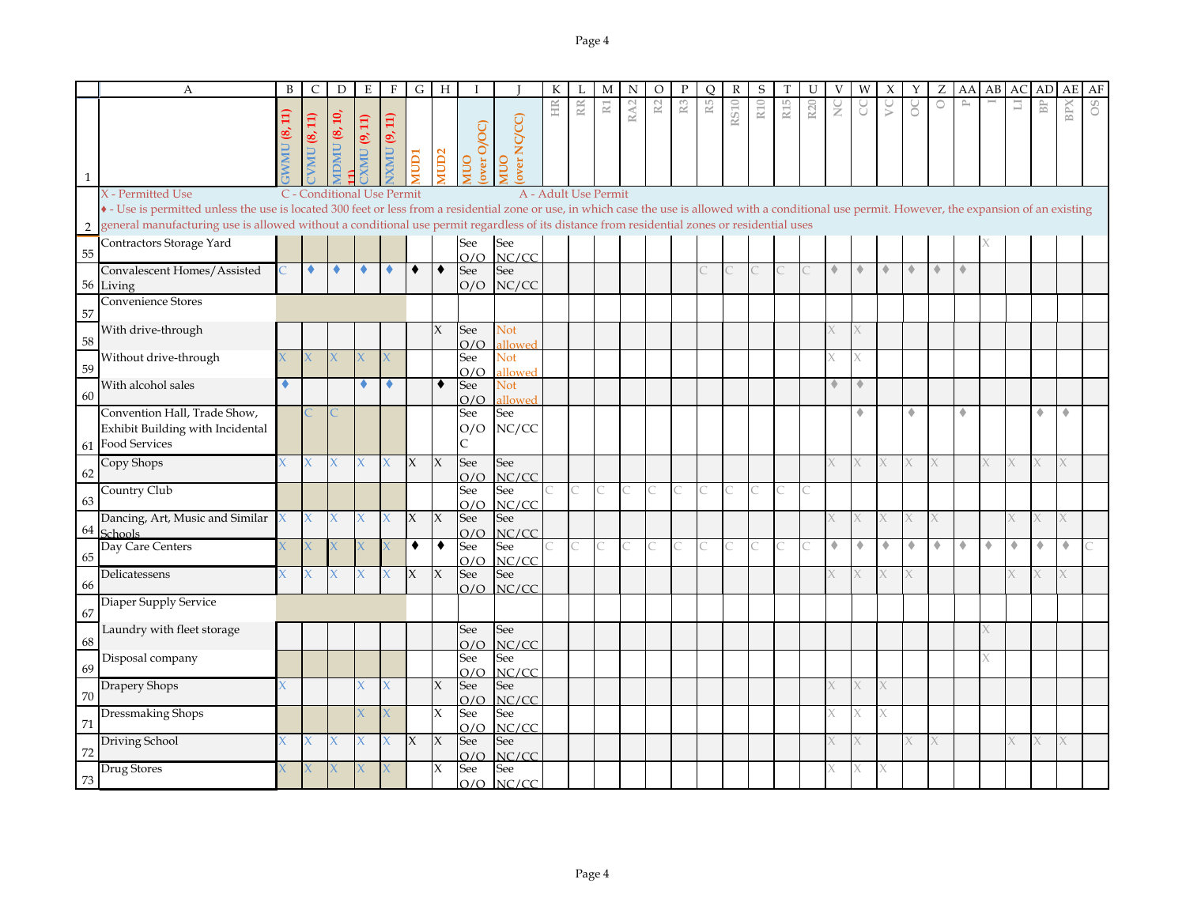X - Permitted Use C - Conditional Use Permit A - Adult Use Permit

♦ - Use is permitted unless the use is located 300 feet or less from a residential zone or use, in which case the use is allowed with a conditional use permit. However, the expansion of an existing general manufacturing use is allowed without a conditional use permit regardless of its distance from residential zones or residential uses

| | A | B | C | D | E | F | G | H | I | J | K | L | M | N | O | P | Q | R | S | T | U | V | W | X | Y | Z | AA | AB | AC | AD | AE | AF |
|---|---|---|---|---|---|---|---|---|---|---|---|---|---|---|---|---|---|---|---|---|---|---|---|---|---|---|---|---|---|---|---|---|
| 1 | | GWMU (8, 11) | CVMU (8, 11) | MDMU (8, 10, 11) | CXMU (9, 11) | NXMU (9, 11) | MUD1 | MUD2 | MUO (over O/OC) | MUO (over NC/CC) | HR | RR | R1 | RA2 | R2 | R3 | R5 | RS10 | R10 | R15 | R20 | NC | CC | VC | OC | O | P | I | LI | BP | BPX | OS |
| 55 | Contractors Storage Yard | | | | | | | | See O/O | See NC/CC | | | | | | | | | | | | | | | | | | X | | | | |
| 56 | Convalescent Homes/Assisted Living | C | ♦ | ♦ | ♦ | ♦ | ♦ | ♦ | See O/O | See NC/CC | | | | | | | C | C | C | C | C | ♦ | ♦ | ♦ | ♦ | ♦ | ♦ | | | | | |
| 57 | Convenience Stores | | | | | | | | | | | | | | | | | | | | | | | | | | | | | | | |
| 58 | With drive-through | | | | | | | X | See O/O | Not allowed | | | | | | | | | | | | X | X | | | | | | | | | |
| 59 | Without drive-through | X | X | X | X | X | | | See O/O | Not allowed | | | | | | | | | | | | X | X | | | | | | | | | |
| 60 | With alcohol sales | ♦ | | | ♦ | ♦ | | ♦ | See O/O | Not allowed | | | | | | | | | | | | ♦ | ♦ | | | | | | | | | |
| 61 | Convention Hall, Trade Show, Exhibit Building with Incidental Food Services | | C | C | | | | | See O/O C | See NC/CC | | | | | | | | | | | | | ♦ | | ♦ | | ♦ | | | ♦ | ♦ | |
| 62 | Copy Shops | X | X | X | X | X | X | X | See O/O | See NC/CC | | | | | | | | | | | | X | X | X | X | X | | X | X | X | X | |
| 63 | Country Club | | | | | | | | See O/O | See NC/CC | C | C | C | C | C | C | C | C | C | C | C | | | | | | | | | | | |
| 64 | Dancing, Art, Music and Similar Schools | X | X | X | X | X | X | X | See O/O | See NC/CC | | | | | | | | | | | | X | X | X | X | X | | | X | X | X | |
| 65 | Day Care Centers | X | X | X | X | X | ♦ | ♦ | See O/O | See NC/CC | C | C | C | C | C | C | C | C | C | C | C | ♦ | ♦ | ♦ | ♦ | ♦ | ♦ | ♦ | ♦ | ♦ | ♦ | C |
| 66 | Delicatessens | X | X | X | X | X | X | X | See O/O | See NC/CC | | | | | | | | | | | | X | X | X | X | | | | X | X | X | |
| 67 | Diaper Supply Service | | | | | | | | | | | | | | | | | | | | | | | | | | | | | | | |
| 68 | Laundry with fleet storage | | | | | | | | See O/O | See NC/CC | | | | | | | | | | | | | | | | | | X | | | | |
| 69 | Disposal company | | | | | | | | See O/O | See NC/CC | | | | | | | | | | | | | | | | | | X | | | | |
| 70 | Drapery Shops | X | | | X | X | | X | See O/O | See NC/CC | | | | | | | | | | | | X | X | X | | | | | | | | |
| 71 | Dressmaking Shops | | | | X | X | | X | See O/O | See NC/CC | | | | | | | | | | | | X | X | X | | | | | | | | |
| 72 | Driving School | X | X | X | X | X | X | X | See O/O | See NC/CC | | | | | | | | | | | | X | X | | X | X | | | X | X | X | |
| 73 | Drug Stores | X | X | X | X | X | | X | See O/O | See NC/CC | | | | | | | | | | | | X | X | X | | | | | | | | |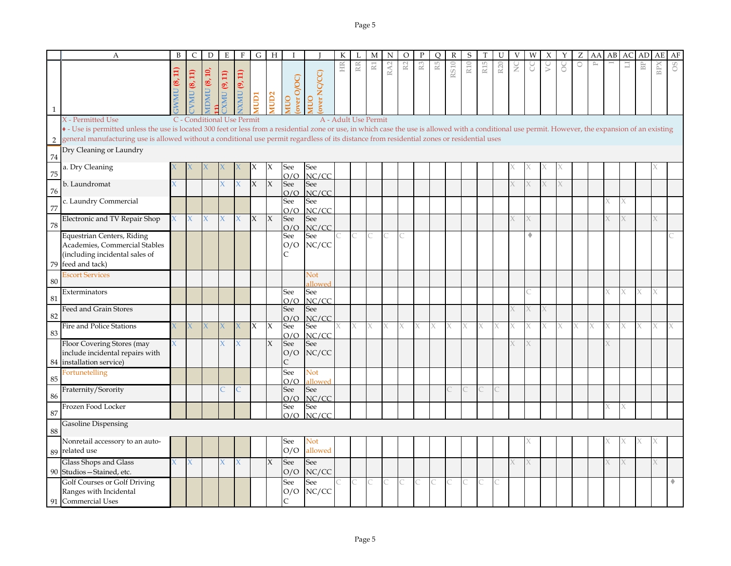| | A | B | C | D | E | F | G | H | I | J | K | L | M | N | O | P | Q | R | S | T | U | V | W | X | Y | Z | AA | AB | AC | AD | AE | AF |
|---|---|---|---|---|---|---|---|---|---|---|---|---|---|---|---|---|---|---|---|---|---|---|---|---|---|---|---|---|---|---|---|---|
| 1 | | GWMU (8, 11) | CVMU (8, 11) | MDMU (8, 10, 11) | CXMU (9, 11) | NXMU (9, 11) | MUD1 | MUD2 | MUO (over O/OC) | MUO (over NC/CC) | HR | RR | R1 | RA2 | R2 | R3 | R5 | RS10 | R10 | R15 | R20 | NC | CC | VC | OC | O | P | I | LI | BP | BPX | OS |
| 2 | X - Permitted Use C - Conditional Use Permit A - Adult Use Permit ♦ - Use is permitted unless the use is located 300 feet or less from a residential zone or use, in which case the use is allowed with a conditional use permit. However, the expansion of an existing general manufacturing use is allowed without a conditional use permit regardless of its distance from residential zones or residential uses | | | | | | | | | | | | | | | | | | | | | | | | | | | | | | | |
| 74 | Dry Cleaning or Laundry | | | | | | | | | | | | | | | | | | | | | | | | | | | | | | | |
| 75 | a. Dry Cleaning | X | X | X | X | X | X | X | See O/O | See NC/CC | | | | | | | | | | | | X | X | X | X | | | | | | X | |
| 76 | b. Laundromat | X | | | X | X | X | X | See O/O | See NC/CC | | | | | | | | | | | | X | X | X | X | | | | | | | |
| 77 | c. Laundry Commercial | | | | | | | | See O/O | See NC/CC | | | | | | | | | | | | | | | | | | X | X | | | |
| 78 | Electronic and TV Repair Shop | X | X | X | X | X | X | X | See O/O | See NC/CC | | | | | | | | | | | | X | X | | | | | X | X | | X | |
| 79 | Equestrian Centers, Riding Academies, Commercial Stables (including incidental sales of feed and tack) | | | | | | | | See O/O C | See NC/CC | C | C | C | C | C | | | | | | | | ♦ | | | | | | | | | C |
| 80 | Escort Services | | | | | | | | | Not allowed | | | | | | | | | | | | | | | | | | | | | | |
| 81 | Exterminators | | | | | | | | See O/O | See NC/CC | | | | | | | | | | | | | C | | | | | X | X | X | X | |
| 82 | Feed and Grain Stores | | | | | | | | See O/O | See NC/CC | | | | | | | | | | | | X | X | X | | | | | | | | |
| 83 | Fire and Police Stations | X | X | X | X | X | X | X | See O/O | See NC/CC | X | X | X | X | X | X | X | X | X | X | X | X | X | X | X | X | X | X | X | X | X | X |
| 84 | Floor Covering Stores (may include incidental repairs with installation service) | X | | | X | X | | X | See O/O C | See NC/CC | | | | | | | | | | | | X | X | | | | | X | | | | |
| 85 | Fortunetelling | | | | | | | | See O/O | Not allowed | | | | | | | | | | | | | | | | | | | | | | |
| 86 | Fraternity/Sorority | | | | C | C | | | See O/O | See NC/CC | | | | | | | | C | C | C | C | | | | | | | | | | | |
| 87 | Frozen Food Locker | | | | | | | | See O/O | See NC/CC | | | | | | | | | | | | | | | | | | X | X | | | |
| 88 | Gasoline Dispensing | | | | | | | | | | | | | | | | | | | | | | | | | | | | | | | |
| 89 | Nonretail accessory to an auto-related use | | | | | | | | See O/O | Not allowed | | | | | | | | | | | | | X | | | | | X | X | X | X | |
| 90 | Glass Shops and Glass Studios—Stained, etc. | X | X | | X | X | | X | See O/O | See NC/CC | | | | | | | | | | | | X | X | | | | | X | X | | X | |
| 91 | Golf Courses or Golf Driving Ranges with Incidental Commercial Uses | | | | | | | | See O/O C | See NC/CC | C | C | C | C | C | C | C | C | C | C | C | | | | | | | | | | | ♦ |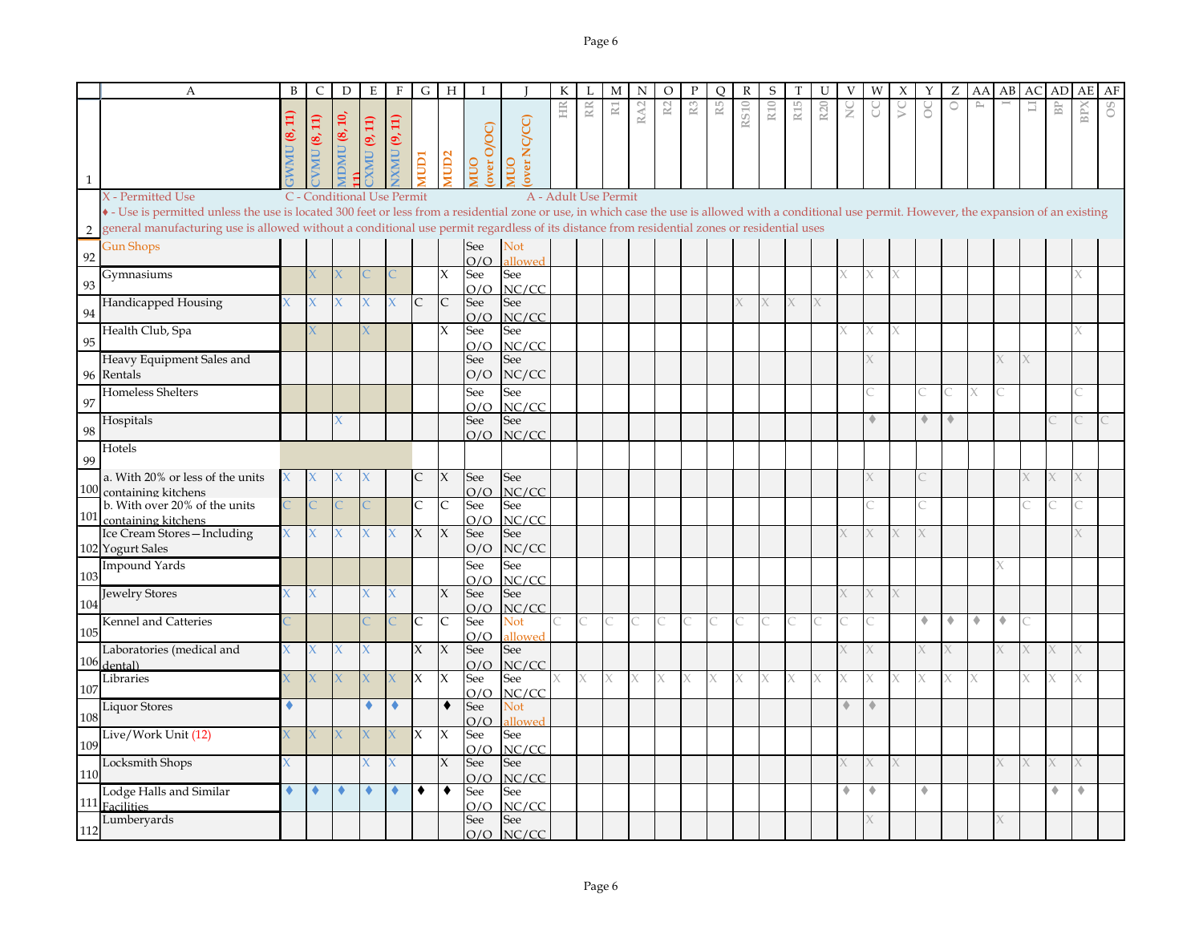| | A | B | C | D | E | F | G | H | I | J | K | L | M | N | O | P | Q | R | S | T | U | V | W | X | Y | Z | AA | AB | AC | AD | AE | AF |
|---|---|---|---|---|---|---|---|---|---|---|---|---|---|---|---|---|---|---|---|---|---|---|---|---|---|---|---|---|---|---|---|---|
| 1 | | GWMU (8, 11) | CVMU (8, 11) | MDMU (8, 10, 11) | CXMU (9, 11) | NXMU (9, 11) | MUD1 | MUD2 | MUO (over O/OC) | MUO (over NC/CC) | HR | RR | R1 | RA2 | R2 | R3 | R5 | RS10 | R10 | R15 | R20 | NC | CC | VC | OC | O | P | I | LI | BP | BPX | OS |
| 2 | X - Permitted Use C - Conditional Use Permit A - Adult Use Permit ♦ - Use is permitted unless the use is located 300 feet or less from a residential zone or use, in which case the use is allowed with a conditional use permit. However, the expansion of an existing general manufacturing use is allowed without a conditional use permit regardless of its distance from residential zones or residential uses | | | | | | | | | | | | | | | | | | | | | | | | | | | | | | | |
| 92 | Gun Shops | | | | | | | | See O/O | Not allowed | | | | | | | | | | | | | | | | | | | | | | |
| 93 | Gymnasiums | | X | X | C | C | | X | See O/O | See NC/CC | | | | | | | | | | | | X | X | X | | | | | | | X | |
| 94 | Handicapped Housing | X | X | X | X | X | C | C | See O/O | See NC/CC | | | | | | | | X | X | X | X | | | | | | | | | | | |
| 95 | Health Club, Spa | | X | | X | | | X | See O/O | See NC/CC | | | | | | | | | | | | X | X | X | | | | | | | X | |
| 96 | Heavy Equipment Sales and Rentals | | | | | | | | See O/O | See NC/CC | | | | | | | | | | | | | X | | | | | X | X | | | |
| 97 | Homeless Shelters | | | | | | | | See O/O | See NC/CC | | | | | | | | | | | | | C | | C | C | X | C | | | C | |
| 98 | Hospitals | | | X | | | | | See O/O | See NC/CC | | | | | | | | | | | | | ♦ | | ♦ | ♦ | | | | C | C | C |
| 99 | Hotels | | | | | | | | | | | | | | | | | | | | | | | | | | | | | | | |
| 100 | a. With 20% or less of the units containing kitchens | X | X | X | X | | C | X | See O/O | See NC/CC | | | | | | | | | | | | | X | | C | | | | X | X | X | |
| 101 | b. With over 20% of the units containing kitchens | C | C | C | C | | C | C | See O/O | See NC/CC | | | | | | | | | | | | | C | | C | | | | C | C | C | |
| 102 | Ice Cream Stores—Including Yogurt Sales | X | X | X | X | X | X | X | See O/O | See NC/CC | | | | | | | | | | | | X | X | X | X | | | | | | X | |
| 103 | Impound Yards | | | | | | | | See O/O | See NC/CC | | | | | | | | | | | | | | | | | | X | | | | |
| 104 | Jewelry Stores | X | X | | X | X | | X | See O/O | See NC/CC | | | | | | | | | | | | X | X | X | | | | | | | | |
| 105 | Kennel and Catteries | C | | | C | C | C | C | See O/O | Not allowed | C | C | C | C | C | C | C | C | C | C | C | C | C | | ♦ | ♦ | ♦ | ♦ | C | | | |
| 106 | Laboratories (medical and dental) | X | X | X | X | | X | X | See O/O | See NC/CC | | | | | | | | | | | | X | X | | X | X | | X | X | X | X | |
| 107 | Libraries | X | X | X | X | X | X | X | See O/O | See NC/CC | X | X | X | X | X | X | X | X | X | X | X | X | X | X | X | X | X | | X | X | X | |
| 108 | Liquor Stores | ♦ | | | ♦ | ♦ | | ♦ | See O/O | Not allowed | | | | | | | | | | | | ♦ | ♦ | | | | | | | | | |
| 109 | Live/Work Unit (12) | X | X | X | X | X | X | X | See O/O | See NC/CC | | | | | | | | | | | | | | | | | | | | | | |
| 110 | Locksmith Shops | X | | | X | X | | X | See O/O | See NC/CC | | | | | | | | | | | | X | X | X | | | | X | X | X | X | |
| 111 | Lodge Halls and Similar Facilities | ♦ | ♦ | ♦ | ♦ | ♦ | ♦ | ♦ | See O/O | See NC/CC | | | | | | | | | | | | ♦ | ♦ | | ♦ | | | | | ♦ | ♦ | |
| 112 | Lumberyards | | | | | | | | See O/O | See NC/CC | | | | | | | | | | | | | X | | | | | X | | | | |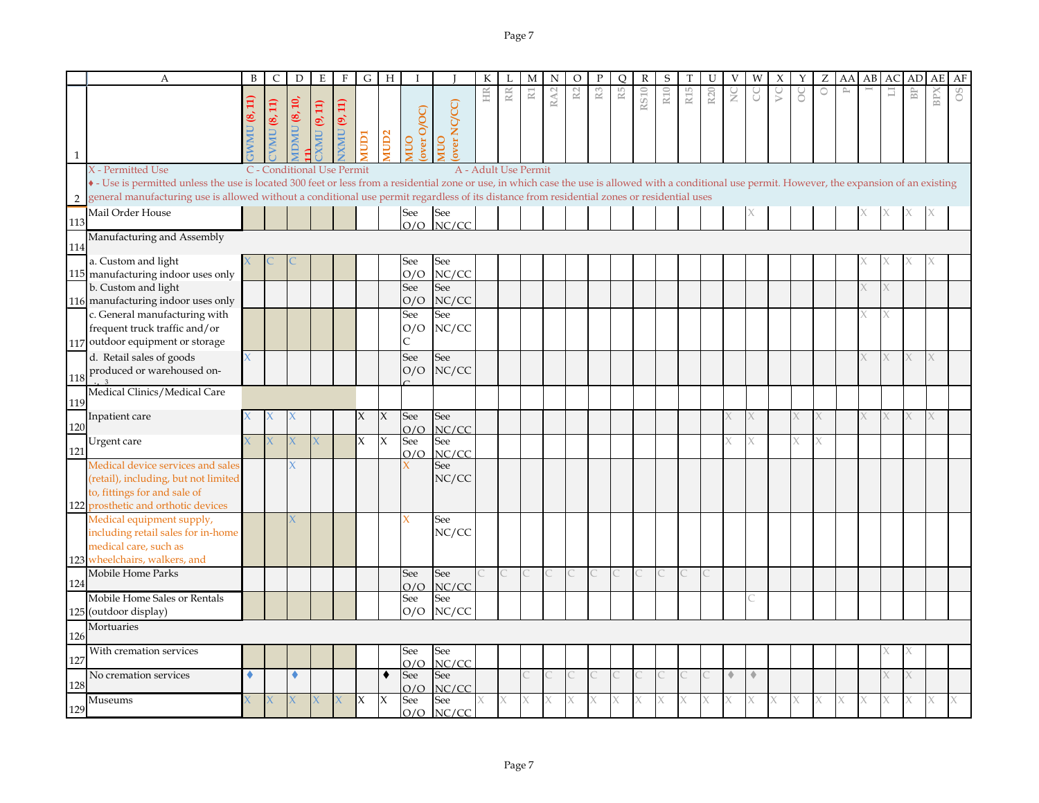| | A | B | C | D | E | F | G | H | I | J | K | L | M | N | O | P | Q | R | S | T | U | V | W | X | Y | Z | AA | AB | AC | AD | AE | AF |
|---|---|---|---|---|---|---|---|---|---|---|---|---|---|---|---|---|---|---|---|---|---|---|---|---|---|---|---|---|---|---|---|---|
| 1 | | GWMU (8, 11) | CVMU (8, 11) | MDMU (8, 10, 11) | CXMU (9, 11) | NXMU (9, 11) | MUD1 | MUD2 | MUO (over O/OC) | MUO (over NC/CC) | HR | RR | R1 | RA2 | R2 | R3 | R5 | RS10 | R10 | R15 | R20 | NC | CC | VC | OC | O | P | I | LI | BP | BPX | OS |
| 2 | X - Permitted Use C - Conditional Use Permit A - Adult Use Permit ♦ - Use is permitted unless the use is located 300 feet or less from a residential zone or use, in which case the use is allowed with a conditional use permit. However, the expansion of an existing general manufacturing use is allowed without a conditional use permit regardless of its distance from residential zones or residential uses | | | | | | | | | | | | | | | | | | | | | | | | | | | | | | | |
| 113 | Mail Order House | | | | | | | | See O/O | See NC/CC | | | | | | | | | | | | | X | | | | | X | X | X | X | |
| 114 | Manufacturing and Assembly | | | | | | | | | | | | | | | | | | | | | | | | | | | | | | | |
| 115 | a. Custom and light manufacturing indoor uses only | X | C | C | | | | | See O/O | See NC/CC | | | | | | | | | | | | | | | | | | X | X | X | X | |
| 116 | b. Custom and light manufacturing indoor uses only | | | | | | | | See O/O | See NC/CC | | | | | | | | | | | | | | | | | | X | X | | | |
| 117 | c. General manufacturing with frequent truck traffic and/or outdoor equipment or storage | | | | | | | | See O/O C | See NC/CC | | | | | | | | | | | | | | | | | | X | X | | | |
| 118 | d. Retail sales of goods produced or warehoused on-site [3] | X | | | | | | | See O/O C | See NC/CC | | | | | | | | | | | | | | | | | | X | X | X | X | |
| 119 | Medical Clinics/Medical Care | | | | | | | | | | | | | | | | | | | | | | | | | | | | | | | |
| 120 | Inpatient care | X | X | X | | | X | X | See O/O | See NC/CC | | | | | | | | | | | | X | X | | X | X | | X | X | X | X | |
| 121 | Urgent care | X | X | X | X | | X | X | See O/O | See NC/CC | | | | | | | | | | | | X | X | | X | X | | | | | | |
| 122 | Medical device services and sales (retail), including, but not limited to, fittings for and sale of prosthetic and orthotic devices | | | X | | | | | X | See NC/CC | | | | | | | | | | | | | | | | | | | | | | |
| 123 | Medical equipment supply, including retail sales for in-home medical care, such as wheelchairs, walkers, and | | | X | | | | | X | See NC/CC | | | | | | | | | | | | | | | | | | | | | | |
| 124 | Mobile Home Parks | | | | | | | | See O/O | See NC/CC | C | C | C | C | C | C | C | C | C | C | C | | | | | | | | | | | |
| 125 | Mobile Home Sales or Rentals (outdoor display) | | | | | | | | See O/O | See NC/CC | | | | | | | | | | | | | C | | | | | | | | | |
| 126 | Mortuaries | | | | | | | | | | | | | | | | | | | | | | | | | | | | | | | |
| 127 | With cremation services | | | | | | | | See O/O | See NC/CC | | | | | | | | | | | | | | | | | | | X | X | | |
| 128 | No cremation services | ♦ | | ♦ | | | | ♦ | See O/O | See NC/CC | | | C | C | C | C | C | C | C | C | C | ♦ | ♦ | | | | | | X | X | | |
| 129 | Museums | X | X | X | X | X | X | X | See O/O | See NC/CC | X | X | X | X | X | X | X | X | X | X | X | X | X | X | X | X | X | X | X | X | X | X |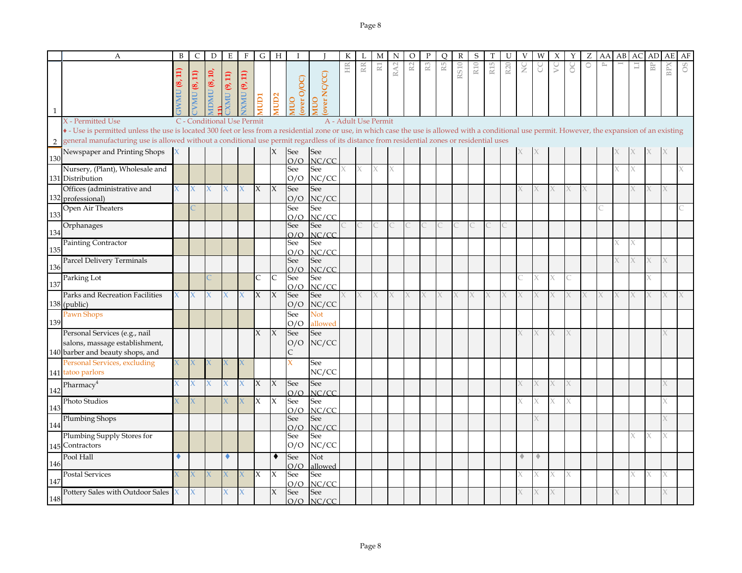| | A | B | C | D | E | F | G | H | I | J | K | L | M | N | O | P | Q | R | S | T | U | V | W | X | Y | Z | AA | AB | AC | AD | AE | AF |
|---|---|---|---|---|---|---|---|---|---|---|---|---|---|---|---|---|---|---|---|---|---|---|---|---|---|---|---|---|---|---|---|---|
| 1 | | GWMU (8, 11) | CVMU (8, 11) | MDMU (8, 10, 11) | CXMU (9, 11) | NXMU (9, 11) | MUD1 | MUD2 | MUO (over O/OC) | MUO (over NC/CC) | HR | RR | R1 | RA2 | R2 | R3 | R5 | RS10 | R10 | R15 | R20 | NC | CC | VC | OC | O | P | I | LI | BP | BPX | OS |
| 2 | X - Permitted Use C - Conditional Use Permit A - Adult Use Permit ♦ - Use is permitted unless the use is located 300 feet or less from a residential zone or use, in which case the use is allowed with a conditional use permit. However, the expansion of an existing general manufacturing use is allowed without a conditional use permit regardless of its distance from residential zones or residential uses | | | | | | | | | | | | | | | | | | | | | | | | | | | | | | | |
| 130 | Newspaper and Printing Shops | X | | | | | | X | See O/O | See NC/CC | | | | | | | | | | | | X | X | | | | | X | X | X | X | |
| 131 | Nursery, (Plant), Wholesale and Distribution | | | | | | | | See O/O | See NC/CC | X | X | X | X | | | | | | | | | | | | | | X | X | | | X |
| 132 | Offices (administrative and professional) | X | X | X | X | X | X | X | See O/O | See NC/CC | | | | | | | | | | | | X | X | X | X | X | | | X | X | X | |
| 133 | Open Air Theaters | | C | | | | | | See O/O | See NC/CC | | | | | | | | | | | | | | | | | C | | | | | C |
| 134 | Orphanages | | | | | | | | See O/O | See NC/CC | C | C | C | C | C | C | C | C | C | C | C | | | | | | | | | | | |
| 135 | Painting Contractor | | | | | | | | See O/O | See NC/CC | | | | | | | | | | | | | | | | | | X | X | | | |
| 136 | Parcel Delivery Terminals | | | | | | | | See O/O | See NC/CC | | | | | | | | | | | | | | | | | | X | X | X | X | |
| 137 | Parking Lot | | | C | | | C | C | See O/O | See NC/CC | | | | | | | | | | | | C | X | X | C | | | | | X | | |
| 138 | Parks and Recreation Facilities (public) | X | X | X | X | X | X | X | See O/O | See NC/CC | X | X | X | X | X | X | X | X | X | X | X | X | X | X | X | X | X | X | X | X | X | X |
| 139 | Pawn Shops | | | | | | | | See O/O | Not allowed | | | | | | | | | | | | | | | | | | | | | | |
| 140 | Personal Services (e.g., nail salons, massage establishment, barber and beauty shops, and | | | | | | X | X | See O/O C | See NC/CC | | | | | | | | | | | | X | X | X | X | | | | | | X | |
| 141 | Personal Services, excluding tatoo parlors | X | X | X | X | X | | | X | See NC/CC | | | | | | | | | | | | | | | | | | | | | | |
| 142 | Pharmacy[4] | X | X | X | X | X | X | X | See O/O | See NC/CC | | | | | | | | | | | | X | X | X | X | | | | | | X | |
| 143 | Photo Studios | X | X | | X | X | X | X | See O/O | See NC/CC | | | | | | | | | | | | X | X | X | X | | | | | | X | |
| 144 | Plumbing Shops | | | | | | | | See O/O | See NC/CC | | | | | | | | | | | | | X | | | | | | | | X | |
| 145 | Plumbing Supply Stores for Contractors | | | | | | | | See O/O | See NC/CC | | | | | | | | | | | | | | | | | | | X | X | X | |
| 146 | Pool Hall | ♦ | | | ♦ | | | ♦ | See O/O | Not allowed | | | | | | | | | | | | ♦ | ♦ | | | | | | | | | |
| 147 | Postal Services | X | X | X | X | X | X | X | See O/O | See NC/CC | | | | | | | | | | | | X | X | X | X | | | | X | X | X | |
| 148 | Pottery Sales with Outdoor Sales | X | X | | X | X | | X | See O/O | See NC/CC | | | | | | | | | | | | X | X | X | | | | X | | | X | |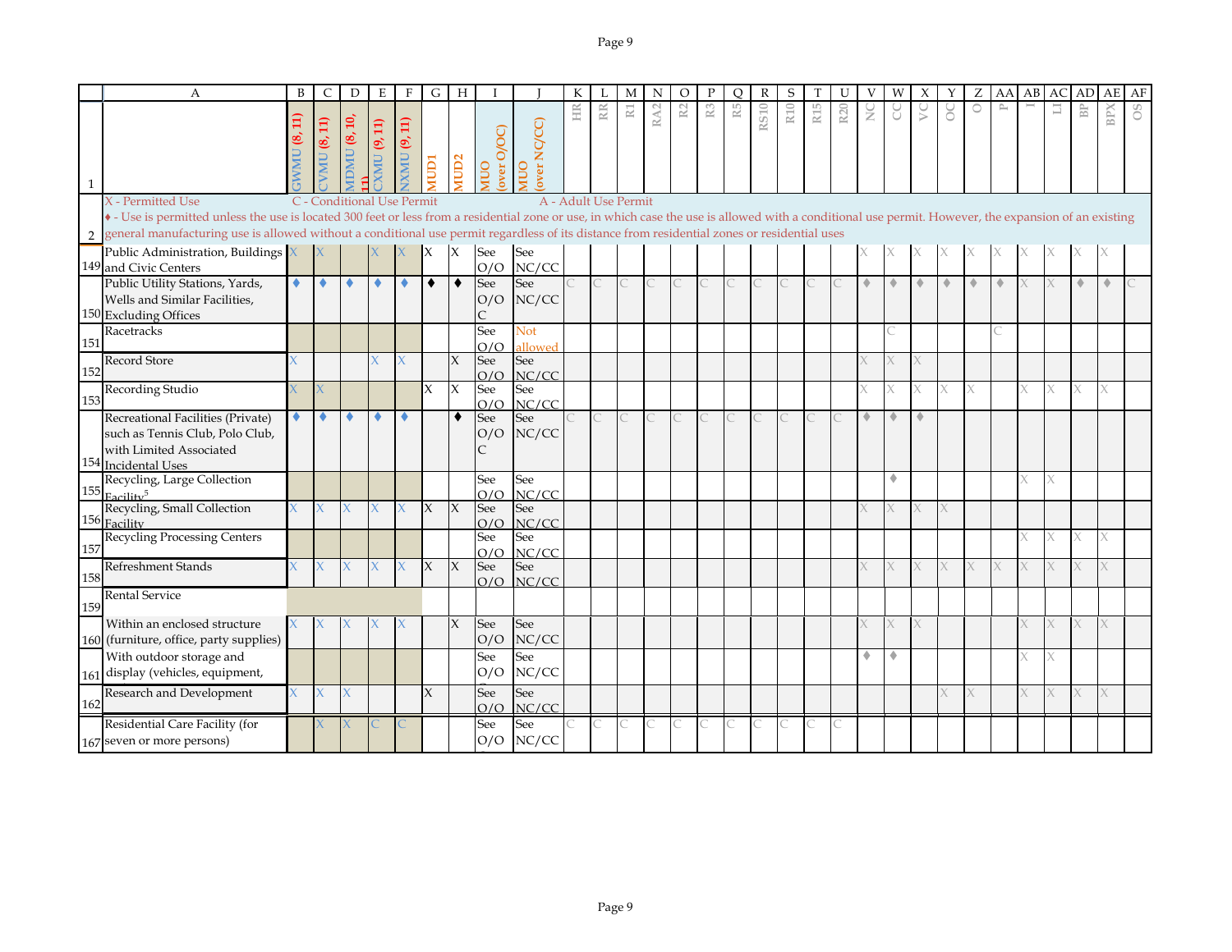| | A | B | C | D | E | F | G | H | I | J | K | L | M | N | O | P | Q | R | S | T | U | V | W | X | Y | Z | AA | AB | AC | AD | AE | AF |
|---|---|---|---|---|---|---|---|---|---|---|---|---|---|---|---|---|---|---|---|---|---|---|---|---|---|---|---|---|---|---|---|---|
| 1 | | GWMU (8, 11) | CVMU (8, 11) | MDMU (8, 10, 11) | CXMU (9, 11) | NXMU (9, 11) | MUD1 | MUD2 | MUO (over O/OC) | MUO (over NC/CC) | HR | RR | R1 | RA2 | R2 | R3 | R5 | RS10 | R10 | R15 | R20 | NC | CC | VC | OC | O | P | I | LI | BP | BPX | OS |
| 2 | X - Permitted Use C - Conditional Use Permit A - Adult Use Permit ♦ - Use is permitted unless the use is located 300 feet or less from a residential zone or use, in which case the use is allowed with a conditional use permit. However, the expansion of an existing general manufacturing use is allowed without a conditional use permit regardless of its distance from residential zones or residential uses | | | | | | | | | | | | | | | | | | | | | | | | | | | | | | | |
| 149 | Public Administration, Buildings and Civic Centers | X | X | | X | X | X | X | See O/O | See NC/CC | | | | | | | | | | | | X | X | X | X | X | X | X | X | X | X | |
| 150 | Public Utility Stations, Yards, Wells and Similar Facilities, Excluding Offices | ♦ | ♦ | ♦ | ♦ | ♦ | ♦ | ♦ | See O/OC | See NC/CC | C | C | C | C | C | C | C | C | C | C | C | ♦ | ♦ | ♦ | ♦ | ♦ | ♦ | X | X | ♦ | ♦ | C |
| 151 | Racetracks | | | | | | | | See O/O | Not allowed | | | | | | | | | | | | | C | | | | C | | | | | |
| 152 | Record Store | X | | | X | X | | X | See O/O | See NC/CC | | | | | | | | | | | | X | X | X | | | | | | | | |
| 153 | Recording Studio | X | X | | | | X | X | See O/O | See NC/CC | | | | | | | | | | | | X | X | X | X | X | | X | X | X | X | |
| 154 | Recreational Facilities (Private) such as Tennis Club, Polo Club, with Limited Associated Incidental Uses | ♦ | ♦ | ♦ | ♦ | ♦ | | ♦ | See O/OC | See NC/CC | C | C | C | C | C | C | C | C | C | C | C | ♦ | ♦ | ♦ | | | | | | | | |
| 155 | Recycling, Large Collection Facility[5] | | | | | | | | See O/O | See NC/CC | | | | | | | | | | | | | ♦ | | | | | X | X | | | |
| 156 | Recycling, Small Collection Facility | X | X | X | X | X | X | X | See O/O | See NC/CC | | | | | | | | | | | | X | X | X | X | | | | | | | |
| 157 | Recycling Processing Centers | | | | | | | | See O/O | See NC/CC | | | | | | | | | | | | | | | | | | X | X | X | X | |
| 158 | Refreshment Stands | X | X | X | X | X | X | X | See O/O | See NC/CC | | | | | | | | | | | | X | X | X | X | X | X | X | X | X | X | |
| 159 | Rental Service | | | | | | | | | | | | | | | | | | | | | | | | | | | | | | | |
| 160 | Within an enclosed structure (furniture, office, party supplies) | X | X | X | X | X | | X | See O/O | See NC/CC | | | | | | | | | | | | X | X | X | | | | X | X | X | X | |
| 161 | With outdoor storage and display (vehicles, equipment, | | | | | | | | See O/O | See NC/CC | | | | | | | | | | | | ♦ | ♦ | | | | | X | X | | | |
| 162 | Research and Development | X | X | X | | | X | | See O/O | See NC/CC | | | | | | | | | | | | | | | X | X | | X | X | X | X | |
| 167 | Residential Care Facility (for seven or more persons) | | X | X | C | C | | | See O/O | See NC/CC | C | C | C | C | C | C | C | C | C | C | C | | | | | | | | | | | |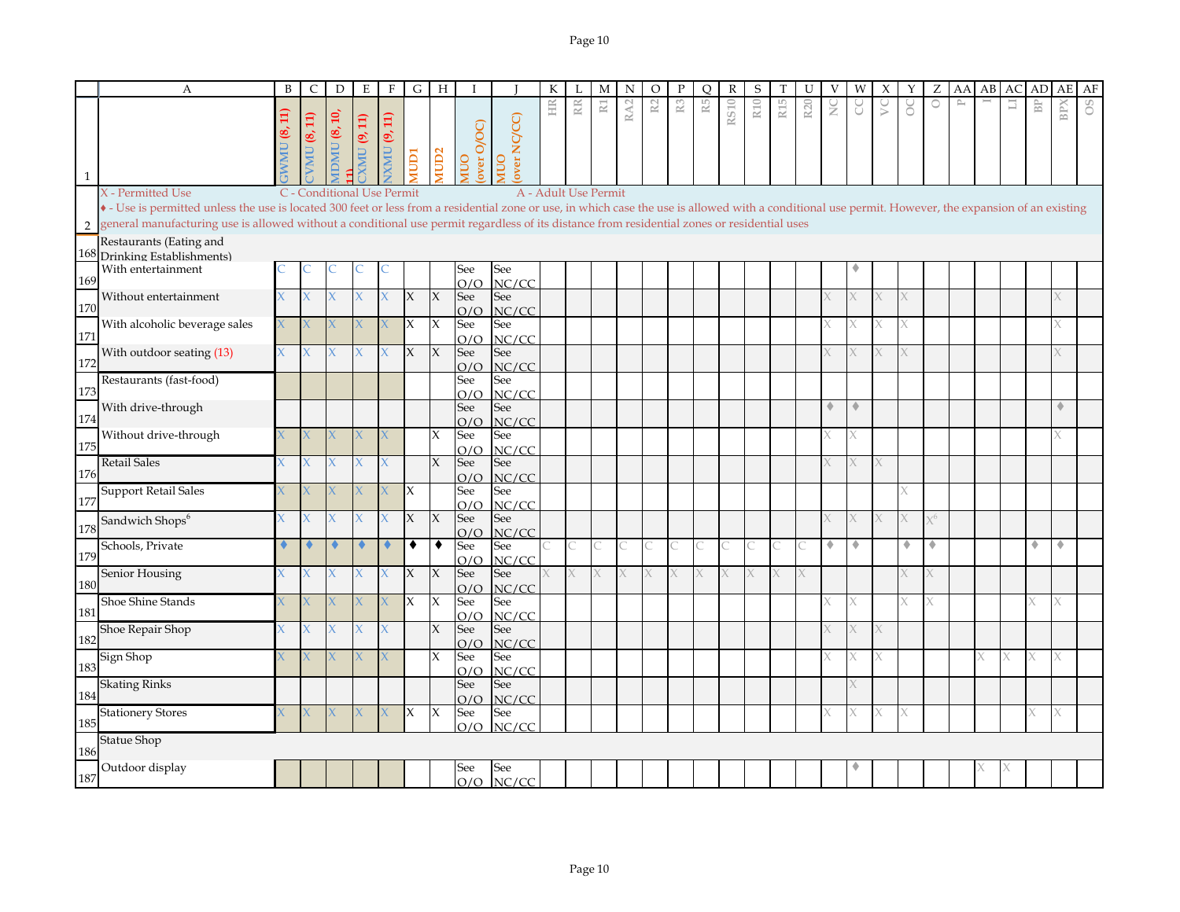X - Permitted Use C - Conditional Use Permit A - Adult Use Permit

♦ - Use is permitted unless the use is located 300 feet or less from a residential zone or use, in which case the use is allowed with a conditional use permit. However, the expansion of an existing general manufacturing use is allowed without a conditional use permit regardless of its distance from residential zones or residential uses

| | A | B | C | D | E | F | G | H | I | J | K | L | M | N | O | P | Q | R | S | T | U | V | W | X | Y | Z | AA | AB | AC | AD | AE | AF |
|---|---|---|---|---|---|---|---|---|---|---|---|---|---|---|---|---|---|---|---|---|---|---|---|---|---|---|---|---|---|---|---|---|
| 1 | | GWMU (8, 11) | CVMU (8, 11) | MDMU (8, 10, 11) | CXMU (9, 11) | NXMU (9, 11) | MUD1 | MUD2 | MUO (over O/OC) | MUO (over NC/CC) | HR | RR | R1 | RA2 | R2 | R3 | R5 | RS10 | R10 | R15 | R20 | NC | CC | VC | OC | O | P | I | LI | BP | BPX | OS |
| 168 | Restaurants (Eating and Drinking Establishments) | | | | | | | | | | | | | | | | | | | | | | | | | | | | | | | |
| 169 | With entertainment | C | C | C | C | C | | | See O/O | See NC/CC | | | | | | | | | | | | | ♦ | | | | | | | | | |
| 170 | Without entertainment | X | X | X | X | X | X | X | See O/O | See NC/CC | | | | | | | | | | | | X | X | X | X | | | | | | X | |
| 171 | With alcoholic beverage sales | X | X | X | X | X | X | X | See O/O | See NC/CC | | | | | | | | | | | | X | X | X | X | | | | | | X | |
| 172 | With outdoor seating (13) | X | X | X | X | X | X | X | See O/O | See NC/CC | | | | | | | | | | | | X | X | X | X | | | | | | X | |
| 173 | Restaurants (fast-food) | | | | | | | | See O/O | See NC/CC | | | | | | | | | | | | | | | | | | | | | | |
| 174 | With drive-through | | | | | | | | See O/O | See NC/CC | | | | | | | | | | | | ♦ | ♦ | | | | | | | | ♦ | |
| 175 | Without drive-through | X | X | X | X | X | | X | See O/O | See NC/CC | | | | | | | | | | | | X | X | | | | | | | | X | |
| 176 | Retail Sales | X | X | X | X | X | | X | See O/O | See NC/CC | | | | | | | | | | | | X | X | X | | | | | | | | |
| 177 | Support Retail Sales | X | X | X | X | X | X | | See O/O | See NC/CC | | | | | | | | | | | | | | | X | | | | | | | |
| 178 | Sandwich Shops[6] | X | X | X | X | X | X | X | See O/O | See NC/CC | | | | | | | | | | | | X | X | X | X | X[6] | | | | | | |
| 179 | Schools, Private | ♦ | ♦ | ♦ | ♦ | ♦ | ♦ | ♦ | See O/O | See NC/CC | C | C | C | C | C | C | C | C | C | C | C | ♦ | ♦ | | ♦ | ♦ | | | | ♦ | ♦ | |
| 180 | Senior Housing | X | X | X | X | X | X | X | See O/O | See NC/CC | X | X | X | X | X | X | X | X | X | X | X | | | | X | X | | | | | | |
| 181 | Shoe Shine Stands | X | X | X | X | X | X | X | See O/O | See NC/CC | | | | | | | | | | | | X | X | | X | X | | | | X | X | |
| 182 | Shoe Repair Shop | X | X | X | X | X | | X | See O/O | See NC/CC | | | | | | | | | | | | X | X | X | | | | | | | | |
| 183 | Sign Shop | X | X | X | X | X | | X | See O/O | See NC/CC | | | | | | | | | | | | X | X | X | | | | X | X | X | X | |
| 184 | Skating Rinks | | | | | | | | See O/O | See NC/CC | | | | | | | | | | | | | X | | | | | | | | | |
| 185 | Stationery Stores | X | X | X | X | X | X | X | See O/O | See NC/CC | | | | | | | | | | | | X | X | X | X | | | | | X | X | |
| 186 | Statue Shop | | | | | | | | | | | | | | | | | | | | | | | | | | | | | | | |
| 187 | Outdoor display | | | | | | | | See O/O | See NC/CC | | | | | | | | | | | | | ♦ | | | | | X | X | | | |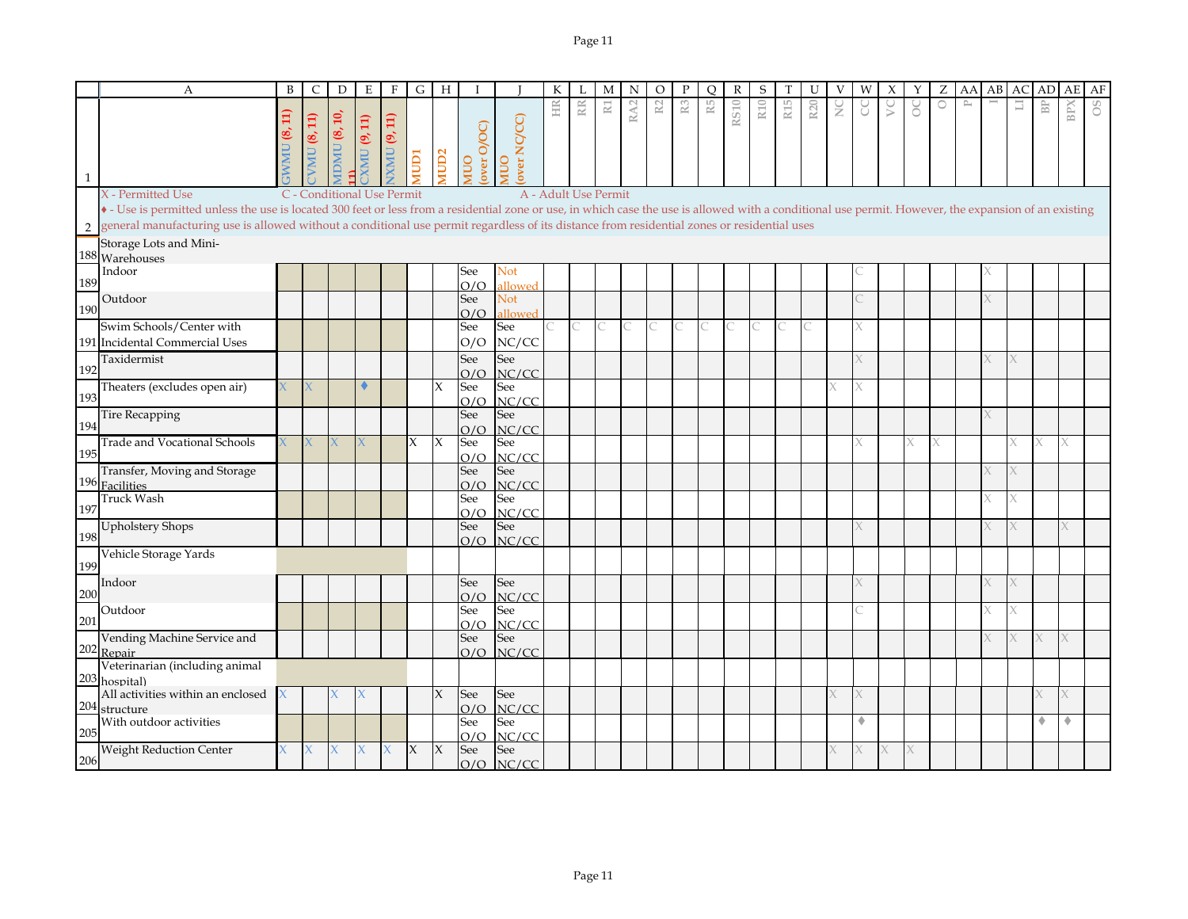| | A | B | C | D | E | F | G | H | I | J | K | L | M | N | O | P | Q | R | S | T | U | V | W | X | Y | Z | AA | AB | AC | AD | AE | AF |
|---|---|---|---|---|---|---|---|---|---|---|---|---|---|---|---|---|---|---|---|---|---|---|---|---|---|---|---|---|---|---|---|---|
| 1 | | GWMU (8, 11) | CVMU (8, 11) | MDMU (8, 10, 11) | CXMU (9, 11) | NXMU (9, 11) | MUD1 | MUD2 | MUO (over O/OC) | MUO (over NC/CC) | HR | RR | R1 | RA2 | R2 | R3 | R5 | RS10 | R10 | R15 | R20 | NC | CC | VC | OC | O | P | I | LI | BP | BPX | OS |
| 2 | X - Permitted Use C - Conditional Use Permit A - Adult Use Permit ♦ - Use is permitted unless the use is located 300 feet or less from a residential zone or use, in which case the use is allowed with a conditional use permit. However, the expansion of an existing general manufacturing use is allowed without a conditional use permit regardless of its distance from residential zones or residential uses | | | | | | | | | | | | | | | | | | | | | | | | | | | | | | | |
| 188 | Storage Lots and Mini-Warehouses | | | | | | | | | | | | | | | | | | | | | | | | | | | | | | | |
| 189 | Indoor | | | | | | | | See O/O | Not allowed | | | | | | | | | | | | | C | | | | | X | | | | |
| 190 | Outdoor | | | | | | | | See O/O | Not allowed | | | | | | | | | | | | | C | | | | | X | | | | |
| 191 | Swim Schools/Center with Incidental Commercial Uses | | | | | | | | See O/O | See NC/CC | C | C | C | C | C | C | C | C | C | C | C | | X | | | | | | | | | |
| 192 | Taxidermist | | | | | | | | See O/O | See NC/CC | | | | | | | | | | | | | X | | | | | X | X | | | |
| 193 | Theaters (excludes open air) | X | X | | ♦ | | | X | See O/O | See NC/CC | | | | | | | | | | | | X | X | | | | | | | | | |
| 194 | Tire Recapping | | | | | | | | See O/O | See NC/CC | | | | | | | | | | | | | | | | | | X | | | | |
| 195 | Trade and Vocational Schools | X | X | X | X | | X | X | See O/O | See NC/CC | | | | | | | | | | | | | X | | X | X | | | X | X | X | |
| 196 | Transfer, Moving and Storage Facilities | | | | | | | | See O/O | See NC/CC | | | | | | | | | | | | | | | | | | X | X | | | |
| 197 | Truck Wash | | | | | | | | See O/O | See NC/CC | | | | | | | | | | | | | | | | | | X | X | | | |
| 198 | Upholstery Shops | | | | | | | | See O/O | See NC/CC | | | | | | | | | | | | | X | | | | | X | X | | X | |
| 199 | Vehicle Storage Yards | | | | | | | | | | | | | | | | | | | | | | | | | | | | | | | |
| 200 | Indoor | | | | | | | | See O/O | See NC/CC | | | | | | | | | | | | | X | | | | | X | X | | | |
| 201 | Outdoor | | | | | | | | See O/O | See NC/CC | | | | | | | | | | | | | C | | | | | X | X | | | |
| 202 | Vending Machine Service and Repair | | | | | | | | See O/O | See NC/CC | | | | | | | | | | | | | | | | | | X | X | X | X | |
| 203 | Veterinarian (including animal hospital) | | | | | | | | | | | | | | | | | | | | | | | | | | | | | | | |
| 204 | All activities within an enclosed structure | X | | X | X | | | X | See O/O | See NC/CC | | | | | | | | | | | | X | X | | | | | | | X | X | |
| 205 | With outdoor activities | | | | | | | | See O/O | See NC/CC | | | | | | | | | | | | | ♦ | | | | | | | ♦ | ♦ | |
| 206 | Weight Reduction Center | X | X | X | X | X | X | X | See O/O | See NC/CC | | | | | | | | | | | | X | X | X | X | | | | | | | |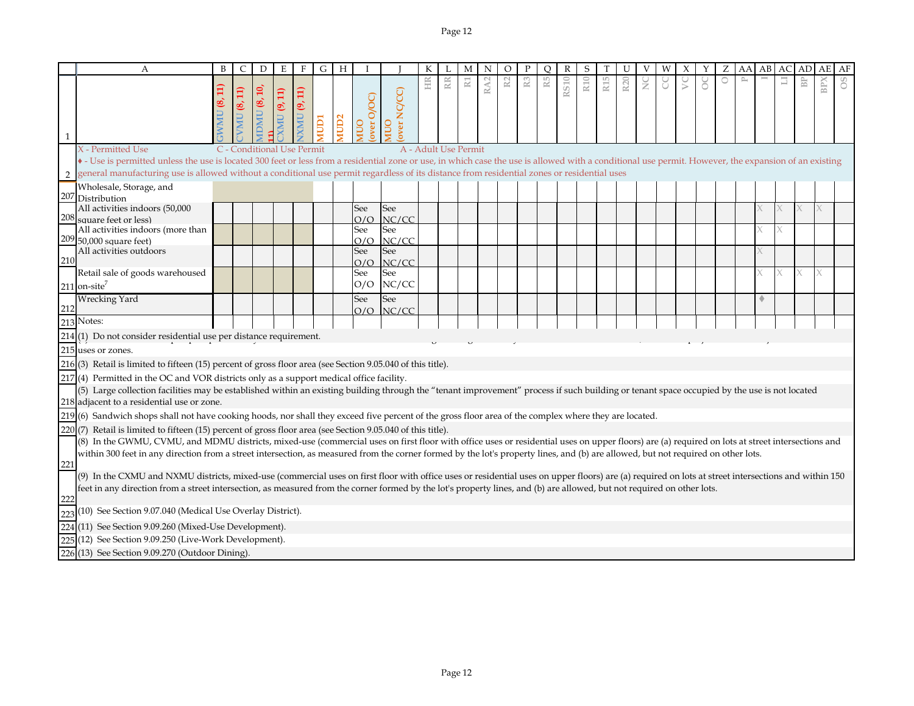| | A | B | C | D | E | F | G | H | I | J | K | L | M | N | O | P | Q | R | S | T | U | V | W | X | Y | Z | AA | AB | AC | AD | AE | AF |
|---|---|---|---|---|---|---|---|---|---|---|---|---|---|---|---|---|---|---|---|---|---|---|---|---|---|---|---|---|---|---|---|---|
| 1 | | GWMU (8, 11) | CVMU (8, 11) | MDMU (8, 10, 11) | CXMU (9, 11) | NXMU (9, 11) | MUD1 | MUD2 | MUO (over O/OC) | MUO (over NC/CC) | HR | RR | R1 | RA2 | R2 | R3 | R5 | RS10 | R10 | R15 | R20 | NC | CC | VC | OC | O | P | I | LI | BP | BPX | OS |
| 2 | X - Permitted Use C - Conditional Use Permit A - Adult Use Permit ♦ - Use is permitted unless the use is located 300 feet or less from a residential zone or use, in which case the use is allowed with a conditional use permit. However, the expansion of an existing general manufacturing use is allowed without a conditional use permit regardless of its distance from residential zones or residential uses | | | | | | | | | | | | | | | | | | | | | | | | | | | | | | | |
| 207 | Wholesale, Storage, and Distribution | | | | | | | | | | | | | | | | | | | | | | | | | | | | | | | |
| 208 | All activities indoors (50,000 square feet or less) | | | | | | | | See O/O | See NC/CC | | | | | | | | | | | | | | | | | | X | X | X | X | |
| 209 | All activities indoors (more than 50,000 square feet) | | | | | | | | See O/O | See NC/CC | | | | | | | | | | | | | | | | | | X | X | | | |
| 210 | All activities outdoors | | | | | | | | See O/O | See NC/CC | | | | | | | | | | | | | | | | | | X | | | | |
| 211 | Retail sale of goods warehoused on-site[7] | | | | | | | | See O/O | See NC/CC | | | | | | | | | | | | | | | | | | X | X | X | X | |
| 212 | Wrecking Yard | | | | | | | | See O/O | See NC/CC | | | | | | | | | | | | | | | | | | ♦ | | | | |
| 213 | Notes: | | | | | | | | | | | | | | | | | | | | | | | | | | | | | | | |

(1) Do not consider residential use per distance requirement.

uses or zones.

(3) Retail is limited to fifteen (15) percent of gross floor area (see Section 9.05.040 of this title).

(4) Permitted in the OC and VOR districts only as a support medical office facility.

(5) Large collection facilities may be established within an existing building through the "tenant improvement" process if such building or tenant space occupied by the use is not located adjacent to a residential use or zone.

(6) Sandwich shops shall not have cooking hoods, nor shall they exceed five percent of the gross floor area of the complex where they are located.

(7) Retail is limited to fifteen (15) percent of gross floor area (see Section 9.05.040 of this title).

(8) In the GWMU, CVMU, and MDMU districts, mixed-use (commercial uses on first floor with office uses or residential uses on upper floors) are (a) required on lots at street intersections and within 300 feet in any direction from a street intersection, as measured from the corner formed by the lot's property lines, and (b) are allowed, but not required on other lots.

(9) In the CXMU and NXMU districts, mixed-use (commercial uses on first floor with office uses or residential uses on upper floors) are (a) required on lots at street intersections and within 150 feet in any direction from a street intersection, as measured from the corner formed by the lot's property lines, and (b) are allowed, but not required on other lots.

(10) See Section 9.07.040 (Medical Use Overlay District).

(11) See Section 9.09.260 (Mixed-Use Development).

(12) See Section 9.09.250 (Live-Work Development).

(13) See Section 9.09.270 (Outdoor Dining).